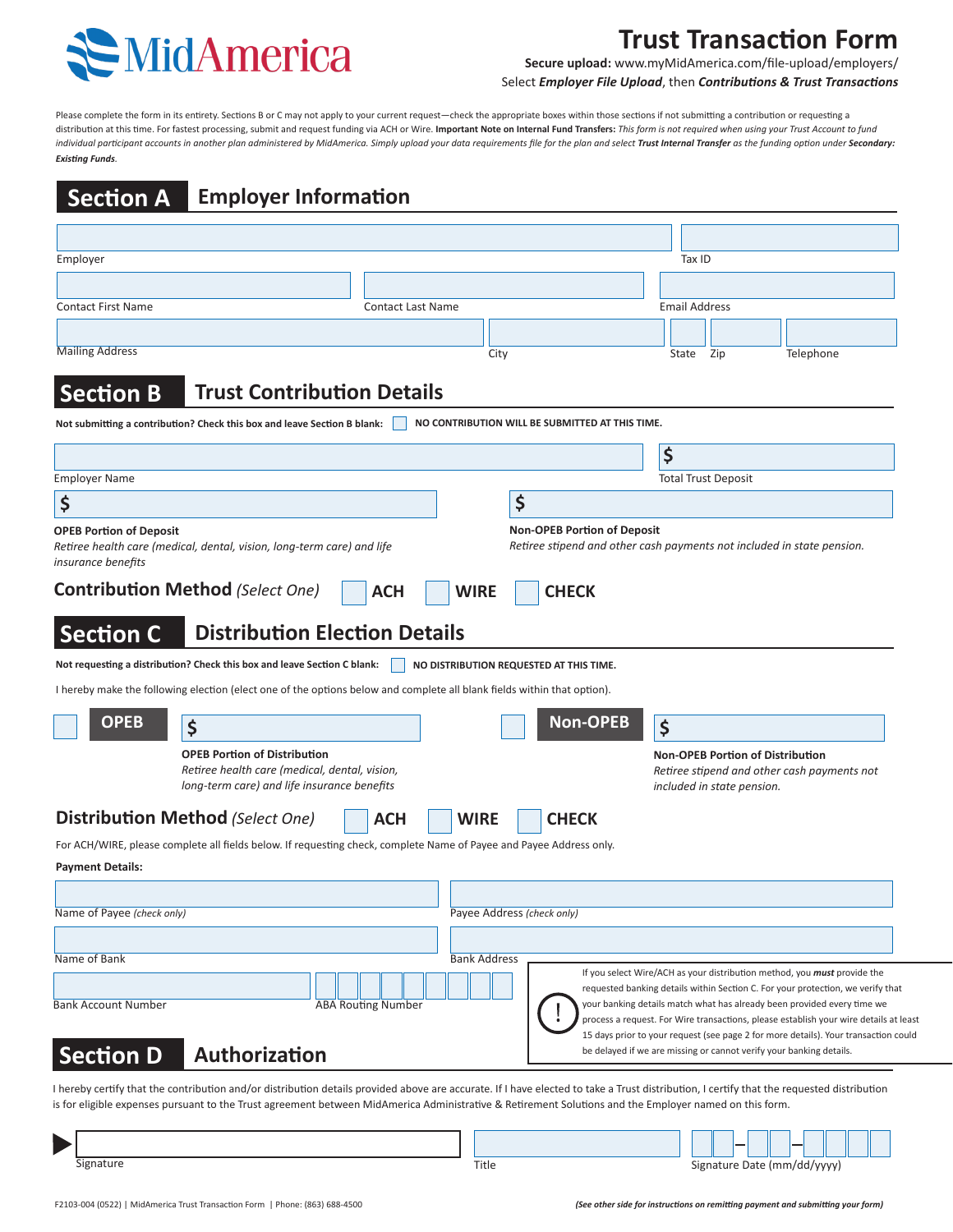MidAmerica

# Trust Transaction Form

**Secure upload:** www.myMidAmerica.com/file-upload/employers/
Select ***Employer File Upload***, then ***Contributions & Trust Transactions***

Please complete the form in its entirety. Sections B or C may not apply to your current request—check the appropriate boxes within those sections if not submitting a contribution or requesting a distribution at this time. For fastest processing, submit and request funding via ACH or Wire. **Important Note on Internal Fund Transfers:** *This form is not required when using your Trust Account to fund individual participant accounts in another plan administered by MidAmerica. Simply upload your data requirements file for the plan and select* ***Trust Internal Transfer*** *as the funding option under* ***Secondary: Existing Funds****.*

## Section A Employer Information

Employer ____________________ Tax ID ____________________

Contact First Name ____________________ Contact Last Name ____________________ Email Address ____________________

Mailing Address ____________________ City ____________________ State ______ Zip ______ Telephone ____________________

## Section B Trust Contribution Details

**Not submitting a contribution? Check this box and leave Section B blank:** ☐ **NO CONTRIBUTION WILL BE SUBMITTED AT THIS TIME.**

Employer Name ____________________ Total Trust Deposit $ ____________________

$ ____________________
**OPEB Portion of Deposit**
*Retiree health care (medical, dental, vision, long-term care) and life insurance benefits*

$ ____________________
**Non-OPEB Portion of Deposit**
*Retiree stipend and other cash payments not included in state pension.*

**Contribution Method** *(Select One)* ☐ **ACH** ☐ **WIRE** ☐ **CHECK**

## Section C Distribution Election Details

**Not requesting a distribution? Check this box and leave Section C blank:** ☐ **NO DISTRIBUTION REQUESTED AT THIS TIME.**

I hereby make the following election (elect one of the options below and complete all blank fields within that option).

☐ **OPEB** $ ____________________
**OPEB Portion of Distribution**
*Retiree health care (medical, dental, vision, long-term care) and life insurance benefits*

☐ **Non-OPEB** $ ____________________
**Non-OPEB Portion of Distribution**
*Retiree stipend and other cash payments not included in state pension.*

**Distribution Method** *(Select One)* ☐ **ACH** ☐ **WIRE** ☐ **CHECK**

For ACH/WIRE, please complete all fields below. If requesting check, complete Name of Payee and Payee Address only.

**Payment Details:**

Name of Payee *(check only)* ____________________ Payee Address *(check only)* ____________________

Name of Bank ____________________ Bank Address ____________________

Bank Account Number ____________________ ABA Routing Number ☐☐☐☐☐☐☐☐☐

**!** If you select Wire/ACH as your distribution method, you ***must*** provide the requested banking details within Section C. For your protection, we verify that your banking details match what has already been provided every time we process a request. For Wire transactions, please establish your wire details at least 15 days prior to your request (see page 2 for more details). Your transaction could be delayed if we are missing or cannot verify your banking details.

## Section D Authorization

I hereby certify that the contribution and/or distribution details provided above are accurate. If I have elected to take a Trust distribution, I certify that the requested distribution is for eligible expenses pursuant to the Trust agreement between MidAmerica Administrative & Retirement Solutions and the Employer named on this form.

Signature ____________________ Title ____________________ Signature Date (mm/dd/yyyy) ☐☐–☐☐–☐☐☐☐

F2103-004 (0522) | MidAmerica Trust Transaction Form | Phone: (863) 688-4500

***(See other side for instructions on remitting payment and submitting your form)***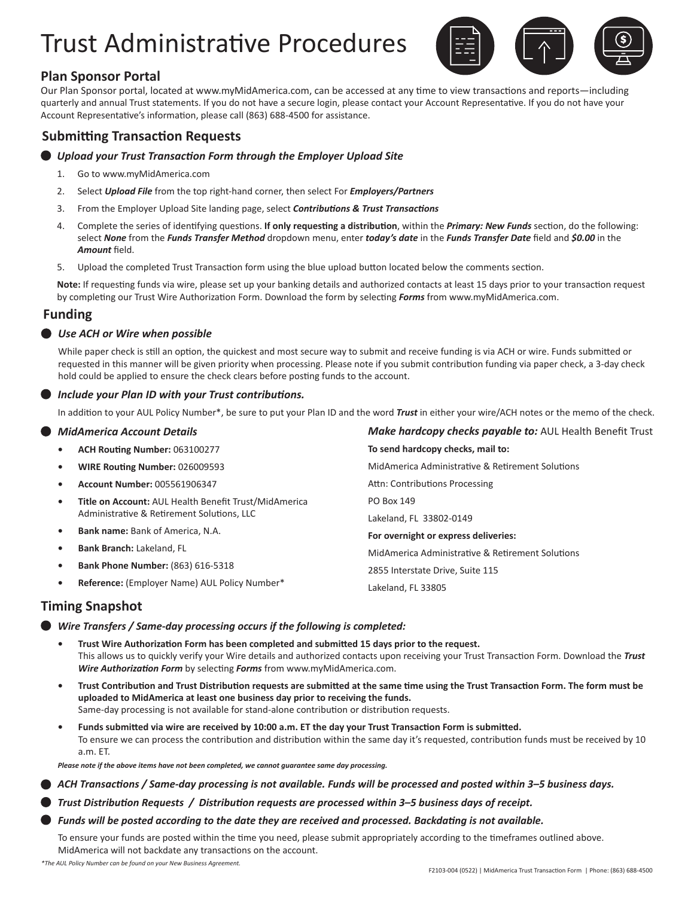# Trust Administrative Procedures

## Plan Sponsor Portal

Our Plan Sponsor portal, located at www.myMidAmerica.com, can be accessed at any time to view transactions and reports—including quarterly and annual Trust statements. If you do not have a secure login, please contact your Account Representative. If you do not have your Account Representative's information, please call (863) 688-4500 for assistance.

## Submitting Transaction Requests

- ***Upload your Trust Transaction Form through the Employer Upload Site***

  1. Go to www.myMidAmerica.com
  2. Select ***Upload File*** from the top right-hand corner, then select For ***Employers/Partners***
  3. From the Employer Upload Site landing page, select ***Contributions & Trust Transactions***
  4. Complete the series of identifying questions. **If only requesting a distribution**, within the ***Primary: New Funds*** section, do the following: select ***None*** from the ***Funds Transfer Method*** dropdown menu, enter ***today's date*** in the ***Funds Transfer Date*** field and ***$0.00*** in the ***Amount*** field.
  5. Upload the completed Trust Transaction form using the blue upload button located below the comments section.

  **Note:** If requesting funds via wire, please set up your banking details and authorized contacts at least 15 days prior to your transaction request by completing our Trust Wire Authorization Form. Download the form by selecting ***Forms*** from www.myMidAmerica.com.

## Funding

- ***Use ACH or Wire when possible***

  While paper check is still an option, the quickest and most secure way to submit and receive funding is via ACH or wire. Funds submitted or requested in this manner will be given priority when processing. Please note if you submit contribution funding via paper check, a 3-day check hold could be applied to ensure the check clears before posting funds to the account.

- ***Include your Plan ID with your Trust contributions.***

  In addition to your AUL Policy Number*, be sure to put your Plan ID and the word ***Trust*** in either your wire/ACH notes or the memo of the check.

- ***MidAmerica Account Details***
  - **ACH Routing Number:** 063100277
  - **WIRE Routing Number:** 026009593
  - **Account Number:** 005561906347
  - **Title on Account:** AUL Health Benefit Trust/MidAmerica Administrative & Retirement Solutions, LLC
  - **Bank name:** Bank of America, N.A.
  - **Bank Branch:** Lakeland, FL
  - **Bank Phone Number:** (863) 616-5318
  - **Reference:** (Employer Name) AUL Policy Number*

***Make hardcopy checks payable to:*** AUL Health Benefit Trust

**To send hardcopy checks, mail to:**

MidAmerica Administrative & Retirement Solutions
Attn: Contributions Processing
PO Box 149
Lakeland, FL 33802-0149

**For overnight or express deliveries:**

MidAmerica Administrative & Retirement Solutions
2855 Interstate Drive, Suite 115
Lakeland, FL 33805

## Timing Snapshot

- ***Wire Transfers / Same-day processing occurs if the following is completed:***
  - **Trust Wire Authorization Form has been completed and submitted 15 days prior to the request.**
    This allows us to quickly verify your Wire details and authorized contacts upon receiving your Trust Transaction Form. Download the ***Trust Wire Authorization Form*** by selecting ***Forms*** from www.myMidAmerica.com.
  - **Trust Contribution and Trust Distribution requests are submitted at the same time using the Trust Transaction Form. The form must be uploaded to MidAmerica at least one business day prior to receiving the funds.**
    Same-day processing is not available for stand-alone contribution or distribution requests.
  - **Funds submitted via wire are received by 10:00 a.m. ET the day your Trust Transaction Form is submitted.**
    To ensure we can process the contribution and distribution within the same day it's requested, contribution funds must be received by 10 a.m. ET.

  ***Please note if the above items have not been completed, we cannot guarantee same day processing.***

- ***ACH Transactions / Same-day processing is not available. Funds will be processed and posted within 3–5 business days.***
- ***Trust Distribution Requests / Distribution requests are processed within 3–5 business days of receipt.***
- ***Funds will be posted according to the date they are received and processed. Backdating is not available.***

  To ensure your funds are posted within the time you need, please submit appropriately according to the timeframes outlined above. MidAmerica will not backdate any transactions on the account.

**The AUL Policy Number can be found on your New Business Agreement.*

F2103-004 (0522) | MidAmerica Trust Transaction Form | Phone: (863) 688-4500